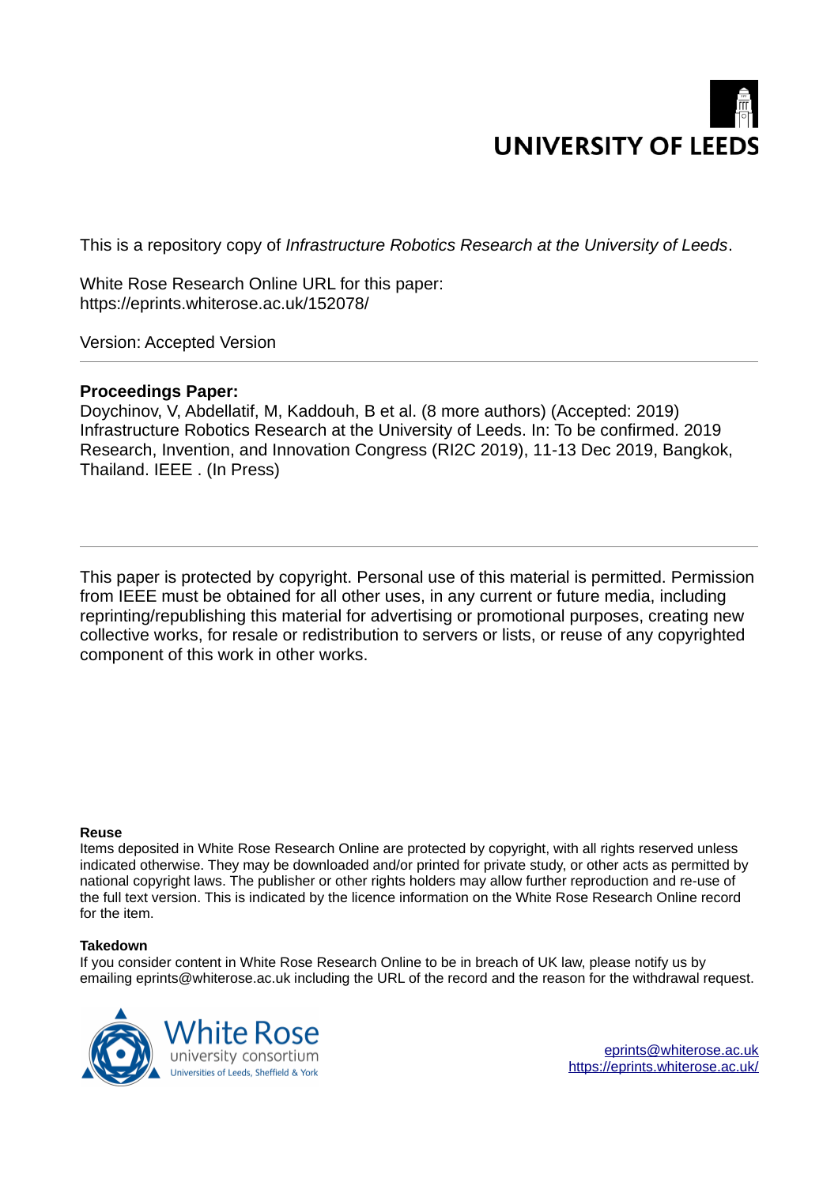UNIVERSITY OF LEEDS

This is a repository copy of *Infrastructure Robotics Research at the University of Leeds*.

White Rose Research Online URL for this paper:
https://eprints.whiterose.ac.uk/152078/

Version: Accepted Version

---

**Proceedings Paper:**
Doychinov, V, Abdellatif, M, Kaddouh, B et al. (8 more authors) (Accepted: 2019) Infrastructure Robotics Research at the University of Leeds. In: To be confirmed. 2019 Research, Invention, and Innovation Congress (RI2C 2019), 11-13 Dec 2019, Bangkok, Thailand. IEEE . (In Press)

---

This paper is protected by copyright. Personal use of this material is permitted. Permission from IEEE must be obtained for all other uses, in any current or future media, including reprinting/republishing this material for advertising or promotional purposes, creating new collective works, for resale or redistribution to servers or lists, or reuse of any copyrighted component of this work in other works.

**Reuse**
Items deposited in White Rose Research Online are protected by copyright, with all rights reserved unless indicated otherwise. They may be downloaded and/or printed for private study, or other acts as permitted by national copyright laws. The publisher or other rights holders may allow further reproduction and re-use of the full text version. This is indicated by the licence information on the White Rose Research Online record for the item.

**Takedown**
If you consider content in White Rose Research Online to be in breach of UK law, please notify us by emailing eprints@whiterose.ac.uk including the URL of the record and the reason for the withdrawal request.

White Rose university consortium
Universities of Leeds, Sheffield & York

eprints@whiterose.ac.uk
https://eprints.whiterose.ac.uk/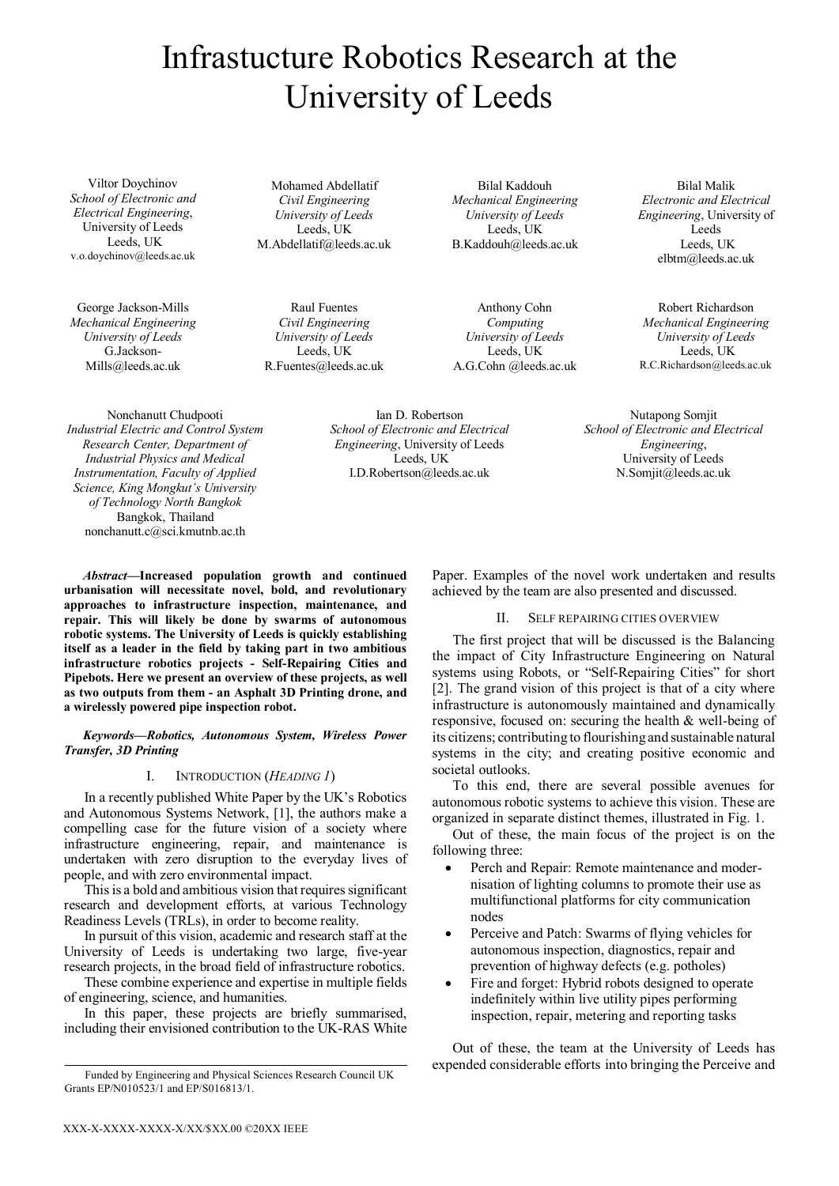# Infrastucture Robotics Research at the University of Leeds

Viltor Doychinov
*School of Electronic and Electrical Engineering*,
University of Leeds
Leeds, UK
v.o.doychinov@leeds.ac.uk

Mohamed Abdellatif
*Civil Engineering*
*University of Leeds*
Leeds, UK
M.Abdellatif@leeds.ac.uk

Bilal Kaddouh
*Mechanical Engineering*
*University of Leeds*
Leeds, UK
B.Kaddouh@leeds.ac.uk

Bilal Malik
*Electronic and Electrical Engineering*, University of Leeds
Leeds, UK
elbtm@leeds.ac.uk

George Jackson-Mills
*Mechanical Engineering*
*University of Leeds*
G.Jackson-Mills@leeds.ac.uk

Raul Fuentes
*Civil Engineering*
*University of Leeds*
Leeds, UK
R.Fuentes@leeds.ac.uk

Anthony Cohn
*Computing*
*University of Leeds*
Leeds, UK
A.G.Cohn @leeds.ac.uk

Robert Richardson
*Mechanical Engineering*
*University of Leeds*
Leeds, UK
R.C.Richardson@leeds.ac.uk

Nonchanutt Chudpooti
*Industrial Electric and Control System Research Center, Department of Industrial Physics and Medical Instrumentation, Faculty of Applied Science, King Mongkut's University of Technology North Bangkok*
Bangkok, Thailand
nonchanutt.c@sci.kmutnb.ac.th

Ian D. Robertson
*School of Electronic and Electrical Engineering*, University of Leeds
Leeds, UK
I.D.Robertson@leeds.ac.uk

Nutapong Somjit
*School of Electronic and Electrical Engineering*,
University of Leeds
N.Somjit@leeds.ac.uk

***Abstract*—Increased population growth and continued urbanisation will necessitate novel, bold, and revolutionary approaches to infrastructure inspection, maintenance, and repair. This will likely be done by swarms of autonomous robotic systems. The University of Leeds is quickly establishing itself as a leader in the field by taking part in two ambitious infrastructure robotics projects - Self-Repairing Cities and Pipebots. Here we present an overview of these projects, as well as two outputs from them - an Asphalt 3D Printing drone, and a wirelessly powered pipe inspection robot.**

***Keywords*—Robotics, Autonomous System, Wireless Power Transfer, 3D Printing**

## I. Introduction (*Heading 1*)

In a recently published White Paper by the UK's Robotics and Autonomous Systems Network, [1], the authors make a compelling case for the future vision of a society where infrastructure engineering, repair, and maintenance is undertaken with zero disruption to the everyday lives of people, and with zero environmental impact.

This is a bold and ambitious vision that requires significant research and development efforts, at various Technology Readiness Levels (TRLs), in order to become reality.

In pursuit of this vision, academic and research staff at the University of Leeds is undertaking two large, five-year research projects, in the broad field of infrastructure robotics.

These combine experience and expertise in multiple fields of engineering, science, and humanities.

In this paper, these projects are briefly summarised, including their envisioned contribution to the UK-RAS White Paper. Examples of the novel work undertaken and results achieved by the team are also presented and discussed.

## II. Self repairing cities overview

The first project that will be discussed is the Balancing the impact of City Infrastructure Engineering on Natural systems using Robots, or "Self-Repairing Cities" for short [2]. The grand vision of this project is that of a city where infrastructure is autonomously maintained and dynamically responsive, focused on: securing the health & well-being of its citizens; contributing to flourishing and sustainable natural systems in the city; and creating positive economic and societal outlooks.

To this end, there are several possible avenues for autonomous robotic systems to achieve this vision. These are organized in separate distinct themes, illustrated in Fig. 1.

Out of these, the main focus of the project is on the following three:

- Perch and Repair: Remote maintenance and modernisation of lighting columns to promote their use as multifunctional platforms for city communication nodes
- Perceive and Patch: Swarms of flying vehicles for autonomous inspection, diagnostics, repair and prevention of highway defects (e.g. potholes)
- Fire and forget: Hybrid robots designed to operate indefinitely within live utility pipes performing inspection, repair, metering and reporting tasks

Out of these, the team at the University of Leeds has expended considerable efforts into bringing the Perceive and

Funded by Engineering and Physical Sciences Research Council UK Grants EP/N010523/1 and EP/S016813/1.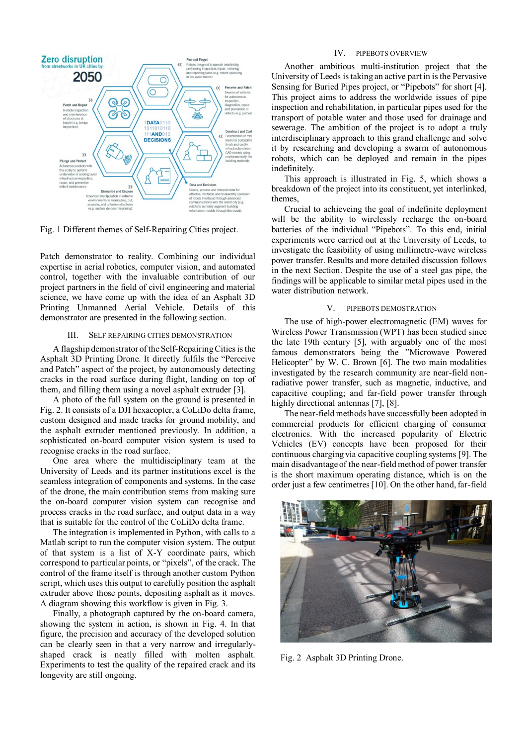Fig. 1 Different themes of Self-Repairing Cities project.

Patch demonstrator to reality. Combining our individual expertise in aerial robotics, computer vision, and automated control, together with the invaluable contribution of our project partners in the field of civil engineering and material science, we have come up with the idea of an Asphalt 3D Printing Unmanned Aerial Vehicle. Details of this demonstrator are presented in the following section.

## III. SELF REPAIRING CITIES DEMONSTRATION

A flagship demonstrator of the Self-Repairing Cities is the Asphalt 3D Printing Drone. It directly fulfils the "Perceive and Patch" aspect of the project, by autonomously detecting cracks in the road surface during flight, landing on top of them, and filling them using a novel asphalt extruder [3].

A photo of the full system on the ground is presented in Fig. 2. It consists of a DJI hexacopter, a CoLiDo delta frame, custom designed and made tracks for ground mobility, and the asphalt extruder mentioned previously. In addition, a sophisticated on-board computer vision system is used to recognise cracks in the road surface.

One area where the multidisciplinary team at the University of Leeds and its partner institutions excel is the seamless integration of components and systems. In the case of the drone, the main contribution stems from making sure the on-board computer vision system can recognise and process cracks in the road surface, and output data in a way that is suitable for the control of the CoLiDo delta frame.

The integration is implemented in Python, with calls to a Matlab script to run the computer vision system. The output of that system is a list of X-Y coordinate pairs, which correspond to particular points, or "pixels", of the crack. The control of the frame itself is through another custom Python script, which uses this output to carefully position the asphalt extruder above those points, depositing asphalt as it moves. A diagram showing this workflow is given in Fig. 3.

Finally, a photograph captured by the on-board camera, showing the system in action, is shown in Fig. 4. In that figure, the precision and accuracy of the developed solution can be clearly seen in that a very narrow and irregularly-shaped crack is neatly filled with molten asphalt. Experiments to test the quality of the repaired crack and its longevity are still ongoing.

## IV. PIPEBOTS OVERVIEW

Another ambitious multi-institution project that the University of Leeds is taking an active part in is the Pervasive Sensing for Buried Pipes project, or "Pipebots" for short [4]. This project aims to address the worldwide issues of pipe inspection and rehabilitation, in particular pipes used for the transport of potable water and those used for drainage and sewerage. The ambition of the project is to adopt a truly interdisciplinary approach to this grand challenge and solve it by researching and developing a swarm of autonomous robots, which can be deployed and remain in the pipes indefinitely.

This approach is illustrated in Fig. 5, which shows a breakdown of the project into its constituent, yet interlinked, themes,

Crucial to achieveing the goal of indefinite deployment will be the ability to wirelessly recharge the on-board batteries of the individual "Pipebots". To this end, initial experiments were carried out at the University of Leeds, to investigate the feasibility of using millimetre-wave wireless power transfer. Results and more detailed discussion follows in the next Section. Despite the use of a steel gas pipe, the findings will be applicable to similar metal pipes used in the water distribution network.

## V. PIPEBOTS DEMOSTRATION

The use of high-power electromagnetic (EM) waves for Wireless Power Transmission (WPT) has been studied since the late 19th century [5], with arguably one of the most famous demonstrators being the "Microwave Powered Helicopter" by W. C. Brown [6]. The two main modalities investigated by the research community are near-field non-radiative power transfer, such as magnetic, inductive, and capacitive coupling; and far-field power transfer through highly directional antennas [7], [8].

The near-field methods have successfully been adopted in commercial products for efficient charging of consumer electronics. With the increased popularity of Electric Vehicles (EV) concepts have been proposed for their continuous charging via capacitive coupling systems [9]. The main disadvantage of the near-field method of power transfer is the short maximum operating distance, which is on the order just a few centimetres [10]. On the other hand, far-field

Fig. 2 Asphalt 3D Printing Drone.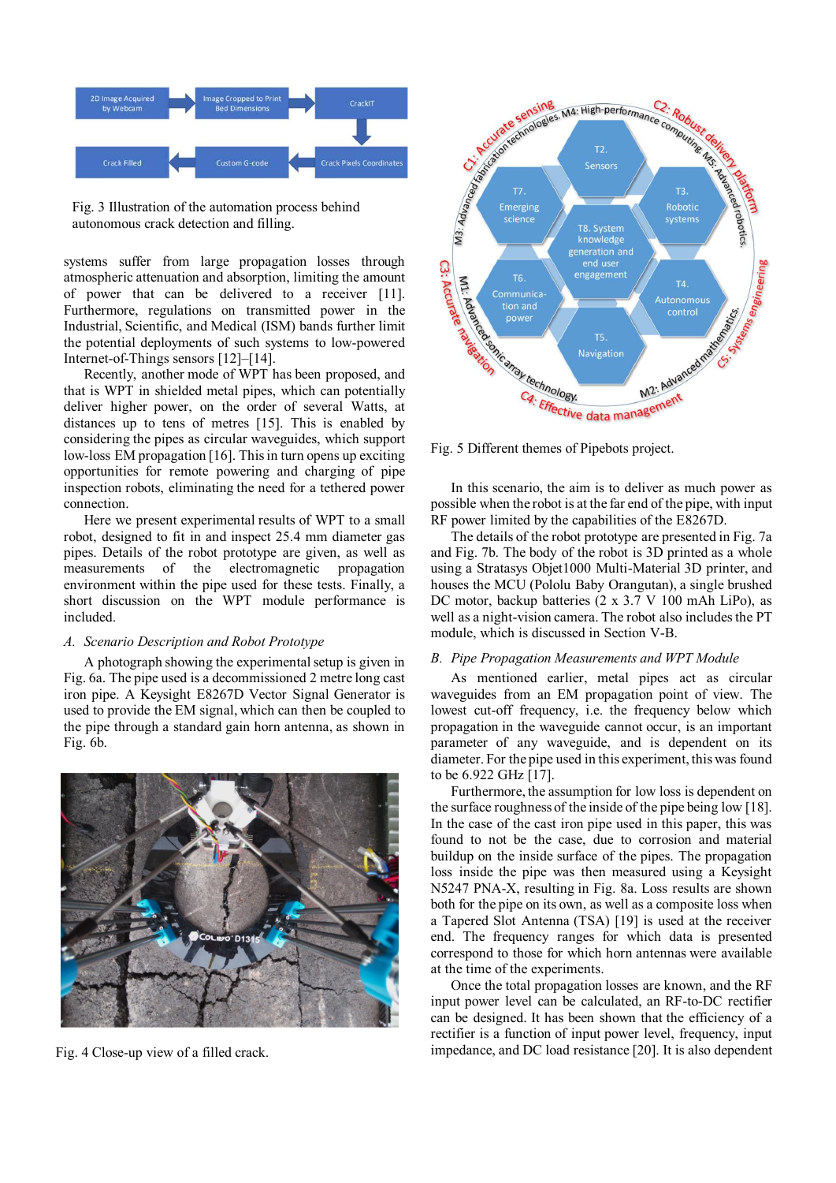Fig. 3 Illustration of the automation process behind autonomous crack detection and filling.

systems suffer from large propagation losses through atmospheric attenuation and absorption, limiting the amount of power that can be delivered to a receiver [11]. Furthermore, regulations on transmitted power in the Industrial, Scientific, and Medical (ISM) bands further limit the potential deployments of such systems to low-powered Internet-of-Things sensors [12]–[14].

Recently, another mode of WPT has been proposed, and that is WPT in shielded metal pipes, which can potentially deliver higher power, on the order of several Watts, at distances up to tens of metres [15]. This is enabled by considering the pipes as circular waveguides, which support low-loss EM propagation [16]. This in turn opens up exciting opportunities for remote powering and charging of pipe inspection robots, eliminating the need for a tethered power connection.

Here we present experimental results of WPT to a small robot, designed to fit in and inspect 25.4 mm diameter gas pipes. Details of the robot prototype are given, as well as measurements of the electromagnetic propagation environment within the pipe used for these tests. Finally, a short discussion on the WPT module performance is included.

### *A. Scenario Description and Robot Prototype*

A photograph showing the experimental setup is given in Fig. 6a. The pipe used is a decommissioned 2 metre long cast iron pipe. A Keysight E8267D Vector Signal Generator is used to provide the EM signal, which can then be coupled to the pipe through a standard gain horn antenna, as shown in Fig. 6b.

Fig. 4 Close-up view of a filled crack.

Fig. 5 Different themes of Pipebots project.

In this scenario, the aim is to deliver as much power as possible when the robot is at the far end of the pipe, with input RF power limited by the capabilities of the E8267D.

The details of the robot prototype are presented in Fig. 7a and Fig. 7b. The body of the robot is 3D printed as a whole using a Stratasys Objet1000 Multi-Material 3D printer, and houses the MCU (Pololu Baby Orangutan), a single brushed DC motor, backup batteries (2 x 3.7 V 100 mAh LiPo), as well as a night-vision camera. The robot also includes the PT module, which is discussed in Section V-B.

### *B. Pipe Propagation Measurements and WPT Module*

As mentioned earlier, metal pipes act as circular waveguides from an EM propagation point of view. The lowest cut-off frequency, i.e. the frequency below which propagation in the waveguide cannot occur, is an important parameter of any waveguide, and is dependent on its diameter. For the pipe used in this experiment, this was found to be 6.922 GHz [17].

Furthermore, the assumption for low loss is dependent on the surface roughness of the inside of the pipe being low [18]. In the case of the cast iron pipe used in this paper, this was found to not be the case, due to corrosion and material buildup on the inside surface of the pipes. The propagation loss inside the pipe was then measured using a Keysight N5247 PNA-X, resulting in Fig. 8a. Loss results are shown both for the pipe on its own, as well as a composite loss when a Tapered Slot Antenna (TSA) [19] is used at the receiver end. The frequency ranges for which data is presented correspond to those for which horn antennas were available at the time of the experiments.

Once the total propagation losses are known, and the RF input power level can be calculated, an RF-to-DC rectifier can be designed. It has been shown that the efficiency of a rectifier is a function of input power level, frequency, input impedance, and DC load resistance [20]. It is also dependent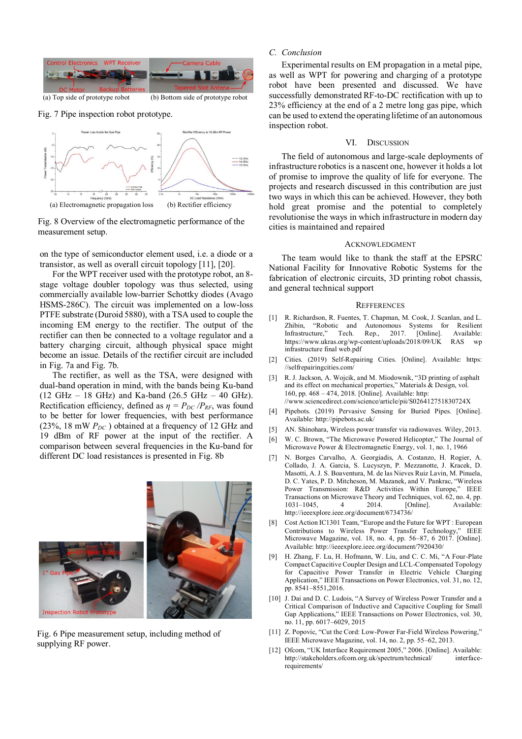(a) Top side of prototype robot (b) Bottom side of prototype robot

Fig. 7 Pipe inspection robot prototype.

(a) Electromagnetic propagation loss (b) Rectifier efficiency

Fig. 8 Overview of the electromagnetic performance of the measurement setup.

on the type of semiconductor element used, i.e. a diode or a transistor, as well as overall circuit topology [11], [20].

For the WPT receiver used with the prototype robot, an 8-stage voltage doubler topology was thus selected, using commercially available low-barrier Schottky diodes (Avago HSMS-286C). The circuit was implemented on a low-loss PTFE substrate (Duroid 5880), with a TSA used to couple the incoming EM energy to the rectifier. The output of the rectifier can then be connected to a voltage regulator and a battery charging circuit, although physical space might become an issue. Details of the rectifier circuit are included in Fig. 7a and Fig. 7b.

The rectifier, as well as the TSA, were designed with dual-band operation in mind, with the bands being Ku-band (12 GHz – 18 GHz) and Ka-band (26.5 GHz – 40 GHz). Rectification efficiency, defined as $\eta = P_{DC} / P_{RF}$, was found to be better for lower frequencies, with best performance (23%, 18 mW $P_{DC}$ ) obtained at a frequency of 12 GHz and 19 dBm of RF power at the input of the rectifier. A comparison between several frequencies in the Ku-band for different DC load resistances is presented in Fig. 8b

Fig. 6 Pipe measurement setup, including method of supplying RF power.

### C. Conclusion

Experimental results on EM propagation in a metal pipe, as well as WPT for powering and charging of a prototype robot have been presented and discussed. We have successfully demonstrated RF-to-DC rectification with up to 23% efficiency at the end of a 2 metre long gas pipe, which can be used to extend the operating lifetime of an autonomous inspection robot.

## VI. Discussion

The field of autonomous and large-scale deployments of infrastructure robotics is a nascent one, however it holds a lot of promise to improve the quality of life for everyone. The projects and research discussed in this contribution are just two ways in which this can be achieved. However, they both hold great promise and the potential to completely revolutionise the ways in which infrastructure in modern day cities is maintained and repaired

## Acknowledgment

The team would like to thank the staff at the EPSRC National Facility for Innovative Robotic Systems for the fabrication of electronic circuits, 3D printing robot chassis, and general technical support

## Refferences

[1] R. Richardson, R. Fuentes, T. Chapman, M. Cook, J. Scanlan, and L. Zhibin, "Robotic and Autonomous Systems for Resilient Infrastructure," Tech. Rep., 2017. [Online]. Available: https://www.ukras.org/wp-content/uploads/2018/09/UK RAS wp infrastructure final web.pdf

[2] Cities. (2019) Self-Repairing Cities. [Online]. Available: https://selfrepairingcities.com/

[3] R. J. Jackson, A. Wojcik, and M. Miodownik, "3D printing of asphalt and its effect on mechanical properties," Materials & Design, vol. 160, pp. 468 – 474, 2018. [Online]. Available: http://www.sciencedirect.com/science/article/pii/S026412751830724X

[4] Pipebots. (2019) Pervasive Sensing for Buried Pipes. [Online]. Available: http://pipebots.ac.uk/

[5] AN. Shinohara, Wireless power transfer via radiowaves. Wiley, 2013.

[6] W. C. Brown, "The Microwave Powered Helicopter," The Journal of Microwave Power & Electromagnetic Energy, vol. 1, no. 1, 1966

[7] N. Borges Carvalho, A. Georgiadis, A. Costanzo, H. Rogier, A. Collado, J. A. Garcia, S. Lucyszyn, P. Mezzanotte, J. Kracek, D. Masotti, A. J. S. Boaventura, M. de las Nieves Ruiz Lavin, M. Pinuela, D. C. Yates, P. D. Mitcheson, M. Mazanek, and V. Pankrac, "Wireless Power Transmission: R&D Activities Within Europe," IEEE Transactions on Microwave Theory and Techniques, vol. 62, no. 4, pp. 1031–1045, 4 2014. [Online]. Available: http://ieeexplore.ieee.org/document/6734736/

[8] Cost Action IC1301 Team, "Europe and the Future for WPT : European Contributions to Wireless Power Transfer Technology," IEEE Microwave Magazine, vol. 18, no. 4, pp. 56–87, 6 2017. [Online]. Available: http://ieeexplore.ieee.org/document/7920430/

[9] H. Zhang, F. Lu, H. Hofmann, W. Liu, and C. C. Mi, "A Four-Plate Compact Capacitive Coupler Design and LCL-Compensated Topology for Capacitive Power Transfer in Electric Vehicle Charging Application," IEEE Transactions on Power Electronics, vol. 31, no. 12, pp. 8541–8551,2016.

[10] J. Dai and D. C. Ludois, "A Survey of Wireless Power Transfer and a Critical Comparison of Inductive and Capacitive Coupling for Small Gap Applications," IEEE Transactions on Power Electronics, vol. 30, no. 11, pp. 6017–6029, 2015

[11] Z. Popovic, "Cut the Cord: Low-Power Far-Field Wireless Powering," IEEE Microwave Magazine, vol. 14, no. 2, pp. 55–62, 2013.

[12] Ofcom, "UK Interface Requirement 2005," 2006. [Online]. Available: http://stakeholders.ofcom.org.uk/spectrum/technical/ interface-requirements/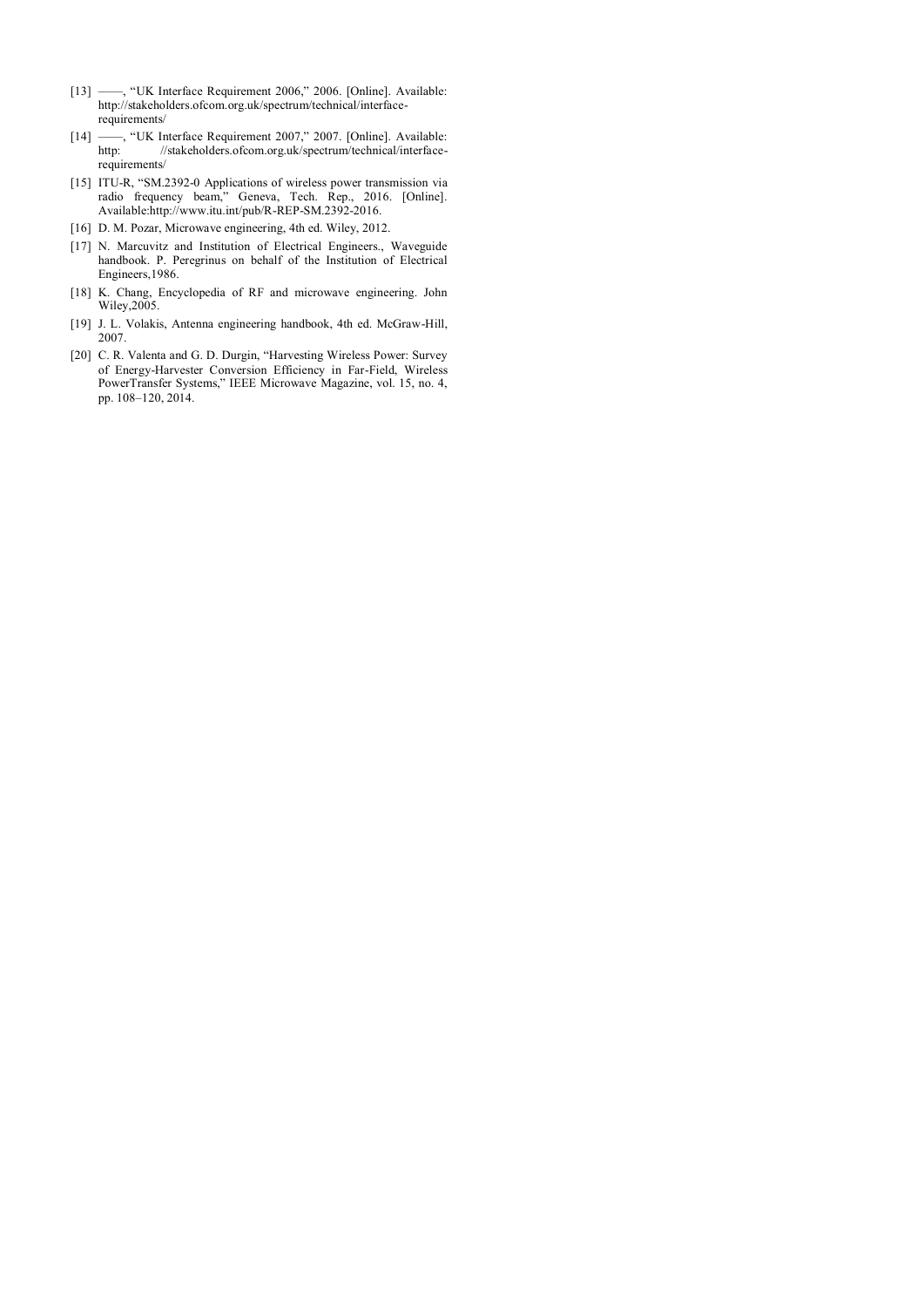[13] ——, "UK Interface Requirement 2006," 2006. [Online]. Available: http://stakeholders.ofcom.org.uk/spectrum/technical/interface-requirements/

[14] ——, "UK Interface Requirement 2007," 2007. [Online]. Available: http: //stakeholders.ofcom.org.uk/spectrum/technical/interface-requirements/

[15] ITU-R, "SM.2392-0 Applications of wireless power transmission via radio frequency beam," Geneva, Tech. Rep., 2016. [Online]. Available:http://www.itu.int/pub/R-REP-SM.2392-2016.

[16] D. M. Pozar, Microwave engineering, 4th ed. Wiley, 2012.

[17] N. Marcuvitz and Institution of Electrical Engineers., Waveguide handbook. P. Peregrinus on behalf of the Institution of Electrical Engineers,1986.

[18] K. Chang, Encyclopedia of RF and microwave engineering. John Wiley,2005.

[19] J. L. Volakis, Antenna engineering handbook, 4th ed. McGraw-Hill, 2007.

[20] C. R. Valenta and G. D. Durgin, "Harvesting Wireless Power: Survey of Energy-Harvester Conversion Efficiency in Far-Field, Wireless PowerTransfer Systems," IEEE Microwave Magazine, vol. 15, no. 4, pp. 108–120, 2014.